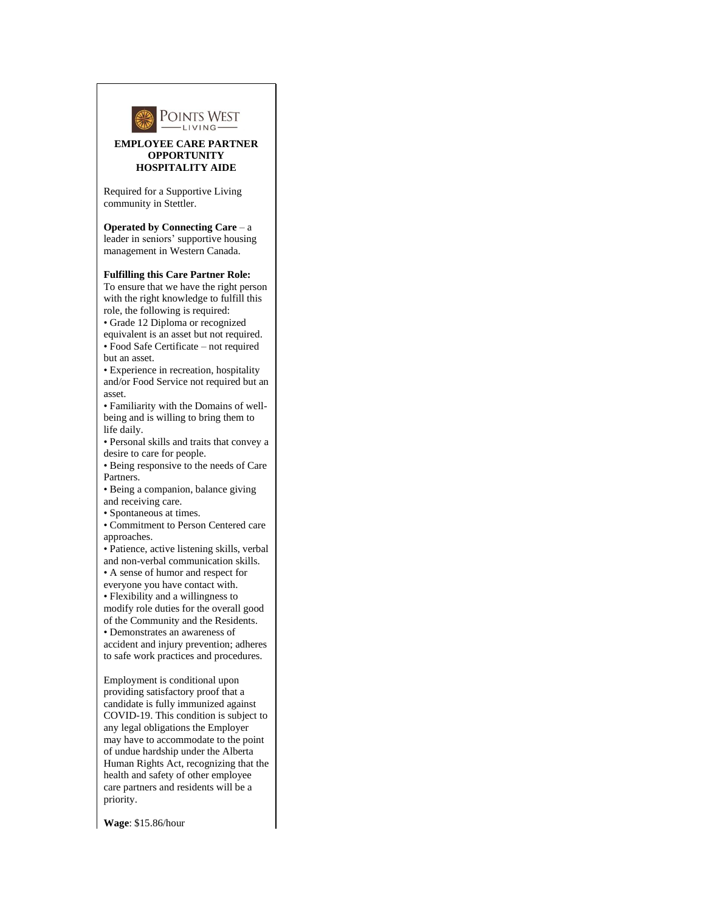**POINTS WEST LIVING**

**EMPLOYEE CARE PARTNER OPPORTUNITY**
**HOSPITALITY AIDE**

Required for a Supportive Living community in Stettler.

**Operated by Connecting Care** – a leader in seniors' supportive housing management in Western Canada.

**Fulfilling this Care Partner Role:**
To ensure that we have the right person with the right knowledge to fulfill this role, the following is required:

- Grade 12 Diploma or recognized equivalent is an asset but not required.
- Food Safe Certificate – not required but an asset.
- Experience in recreation, hospitality and/or Food Service not required but an asset.
- Familiarity with the Domains of well-being and is willing to bring them to life daily.
- Personal skills and traits that convey a desire to care for people.
- Being responsive to the needs of Care Partners.
- Being a companion, balance giving and receiving care.
- Spontaneous at times.
- Commitment to Person Centered care approaches.
- Patience, active listening skills, verbal and non-verbal communication skills.
- A sense of humor and respect for everyone you have contact with.
- Flexibility and a willingness to modify role duties for the overall good of the Community and the Residents.
- Demonstrates an awareness of accident and injury prevention; adheres to safe work practices and procedures.

Employment is conditional upon providing satisfactory proof that a candidate is fully immunized against COVID-19. This condition is subject to any legal obligations the Employer may have to accommodate to the point of undue hardship under the Alberta Human Rights Act, recognizing that the health and safety of other employee care partners and residents will be a priority.

**Wage**: $15.86/hour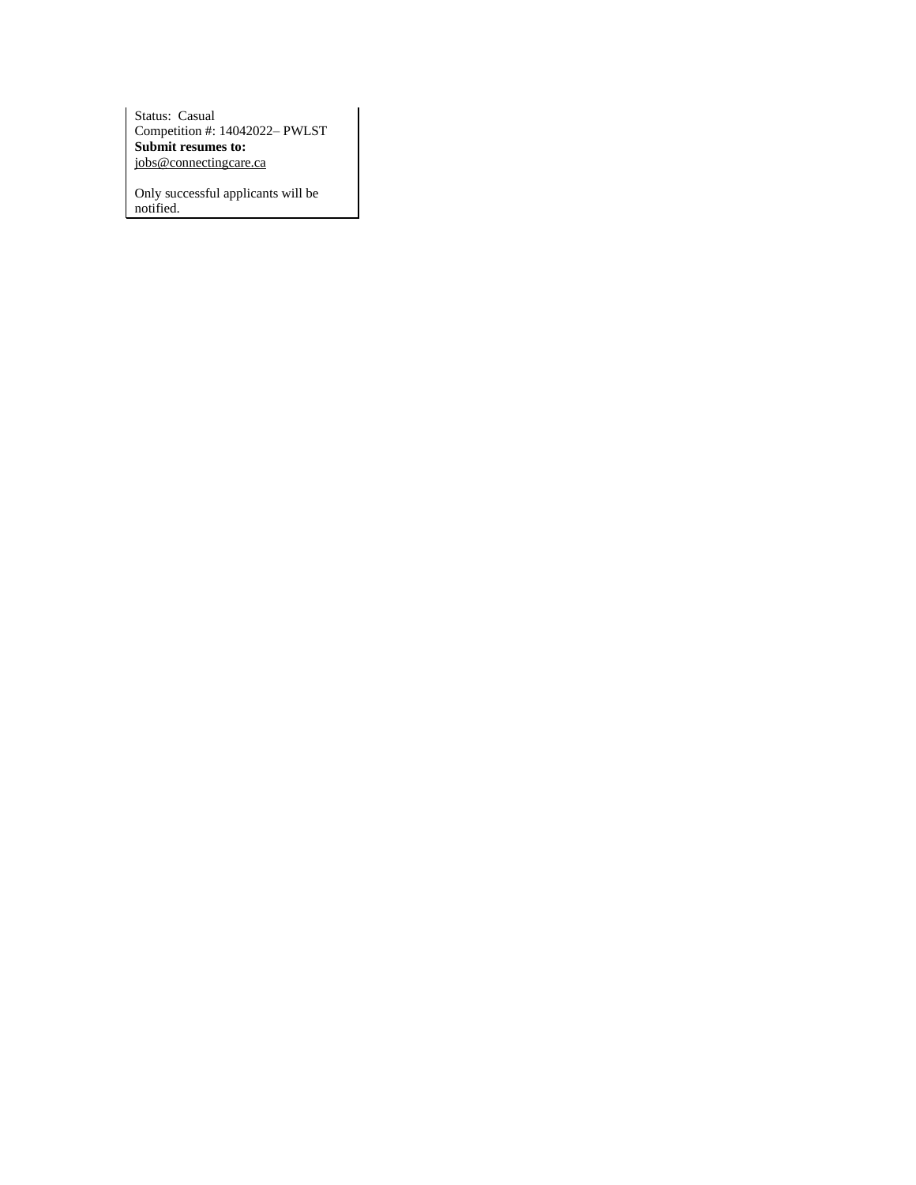Status: Casual
Competition #: 14042022– PWLST
**Submit resumes to:**
jobs@connectingcare.ca

Only successful applicants will be notified.